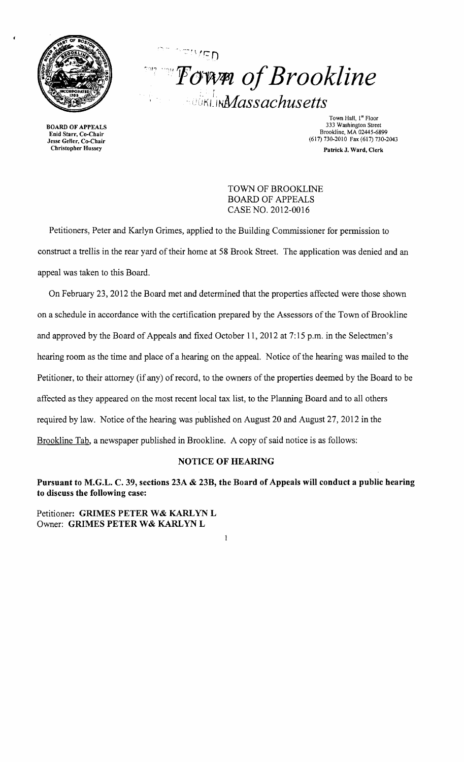# *Town of Brookline*

## *Massachusetts*

**BOARD OF APPEALS**
**Enid Starr, Co-Chair**
**Jesse Geller, Co-Chair**
**Christopher Hussey**

Town Hall, 1st Floor
333 Washington Street
Brookline, MA 02445-6899
(617) 730-2010 Fax (617) 730-2043

**Patrick J. Ward, Clerk**

TOWN OF BROOKLINE
BOARD OF APPEALS
CASE NO. 2012-0016

Petitioners, Peter and Karlyn Grimes, applied to the Building Commissioner for permission to construct a trellis in the rear yard of their home at 58 Brook Street. The application was denied and an appeal was taken to this Board.

On February 23, 2012 the Board met and determined that the properties affected were those shown on a schedule in accordance with the certification prepared by the Assessors of the Town of Brookline and approved by the Board of Appeals and fixed October 11, 2012 at 7:15 p.m. in the Selectmen's hearing room as the time and place of a hearing on the appeal. Notice of the hearing was mailed to the Petitioner, to their attorney (if any) of record, to the owners of the properties deemed by the Board to be affected as they appeared on the most recent local tax list, to the Planning Board and to all others required by law. Notice of the hearing was published on August 20 and August 27, 2012 in the Brookline Tab, a newspaper published in Brookline. A copy of said notice is as follows:

### NOTICE OF HEARING

**Pursuant to M.G.L. C. 39, sections 23A & 23B, the Board of Appeals will conduct a public hearing to discuss the following case:**

Petitioner: **GRIMES PETER W& KARLYN L**
Owner: **GRIMES PETER W& KARLYN L**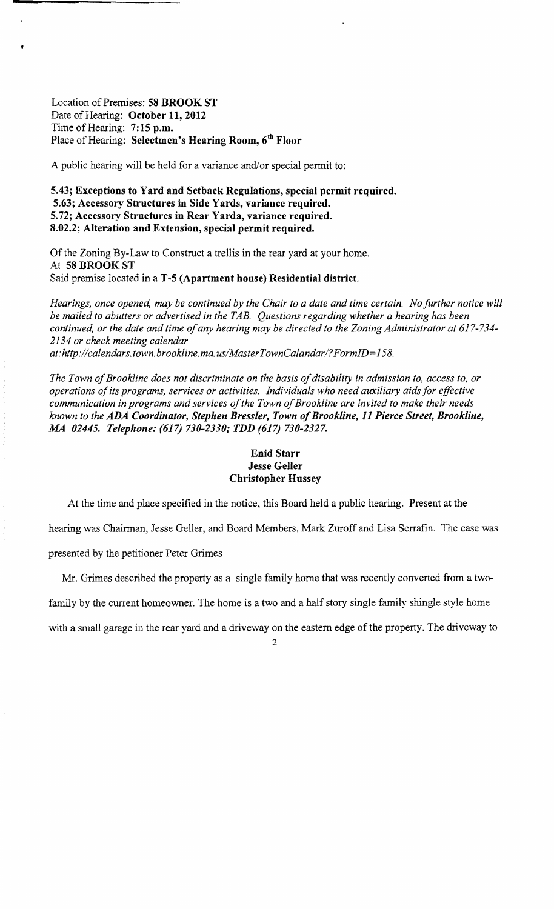Location of Premises: **58 BROOK ST**
Date of Hearing: **October 11, 2012**
Time of Hearing: **7:15 p.m.**
Place of Hearing: **Selectmen's Hearing Room, 6th Floor**

A public hearing will be held for a variance and/or special permit to:

**5.43; Exceptions to Yard and Setback Regulations, special permit required.**
**5.63; Accessory Structures in Side Yards, variance required.**
**5.72; Accessory Structures in Rear Yarda, variance required.**
**8.02.2; Alteration and Extension, special permit required.**

Of the Zoning By-Law to Construct a trellis in the rear yard at your home.
At **58 BROOK ST**
Said premise located in a **T-5 (Apartment house) Residential district.**

*Hearings, once opened, may be continued by the Chair to a date and time certain. No further notice will be mailed to abutters or advertised in the TAB. Questions regarding whether a hearing has been continued, or the date and time of any hearing may be directed to the Zoning Administrator at 617-734-2134 or check meeting calendar at:http://calendars.town.brookline.ma.us/MasterTownCalandar/?FormID=158.*

*The Town of Brookline does not discriminate on the basis of disability in admission to, access to, or operations of its programs, services or activities. Individuals who need auxiliary aids for effective communication in programs and services of the Town of Brookline are invited to make their needs known to the* ***ADA Coordinator, Stephen Bressler, Town of Brookline, 11 Pierce Street, Brookline, MA 02445. Telephone: (617) 730-2330; TDD (617) 730-2327.***

**Enid Starr**
**Jesse Geller**
**Christopher Hussey**

At the time and place specified in the notice, this Board held a public hearing. Present at the hearing was Chairman, Jesse Geller, and Board Members, Mark Zuroff and Lisa Serrafin. The case was presented by the petitioner Peter Grimes

Mr. Grimes described the property as a single family home that was recently converted from a two-family by the current homeowner. The home is a two and a half story single family shingle style home with a small garage in the rear yard and a driveway on the eastern edge of the property. The driveway to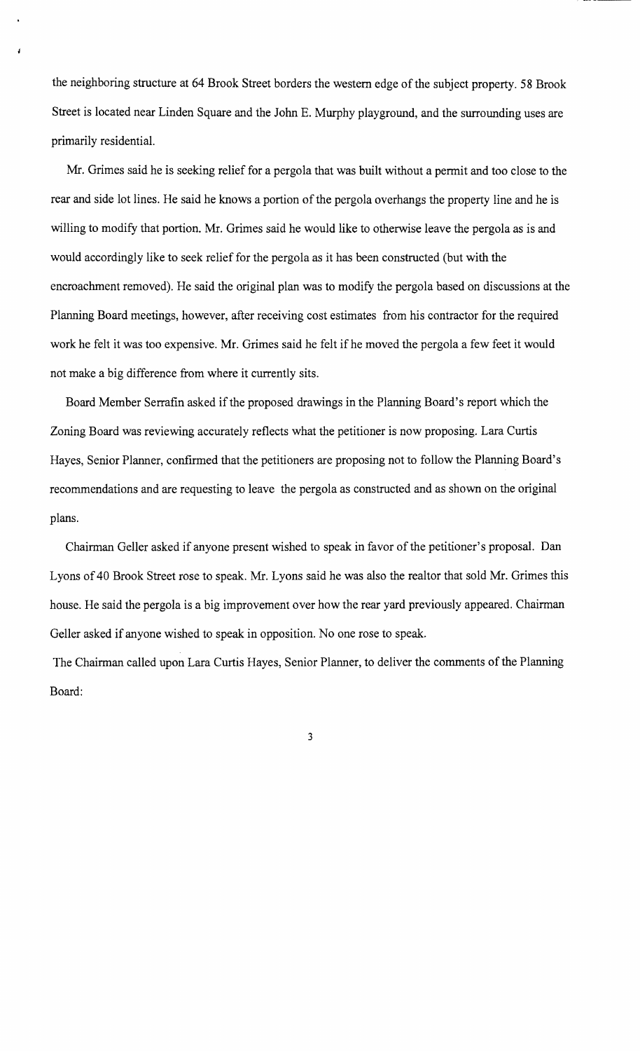the neighboring structure at 64 Brook Street borders the western edge of the subject property. 58 Brook Street is located near Linden Square and the John E. Murphy playground, and the surrounding uses are primarily residential.

Mr. Grimes said he is seeking relief for a pergola that was built without a permit and too close to the rear and side lot lines. He said he knows a portion of the pergola overhangs the property line and he is willing to modify that portion. Mr. Grimes said he would like to otherwise leave the pergola as is and would accordingly like to seek relief for the pergola as it has been constructed (but with the encroachment removed). He said the original plan was to modify the pergola based on discussions at the Planning Board meetings, however, after receiving cost estimates from his contractor for the required work he felt it was too expensive. Mr. Grimes said he felt if he moved the pergola a few feet it would not make a big difference from where it currently sits.

Board Member Serrafin asked if the proposed drawings in the Planning Board's report which the Zoning Board was reviewing accurately reflects what the petitioner is now proposing. Lara Curtis Hayes, Senior Planner, confirmed that the petitioners are proposing not to follow the Planning Board's recommendations and are requesting to leave the pergola as constructed and as shown on the original plans.

Chairman Geller asked if anyone present wished to speak in favor of the petitioner's proposal. Dan Lyons of 40 Brook Street rose to speak. Mr. Lyons said he was also the realtor that sold Mr. Grimes this house. He said the pergola is a big improvement over how the rear yard previously appeared. Chairman Geller asked if anyone wished to speak in opposition. No one rose to speak.

The Chairman called upon Lara Curtis Hayes, Senior Planner, to deliver the comments of the Planning Board: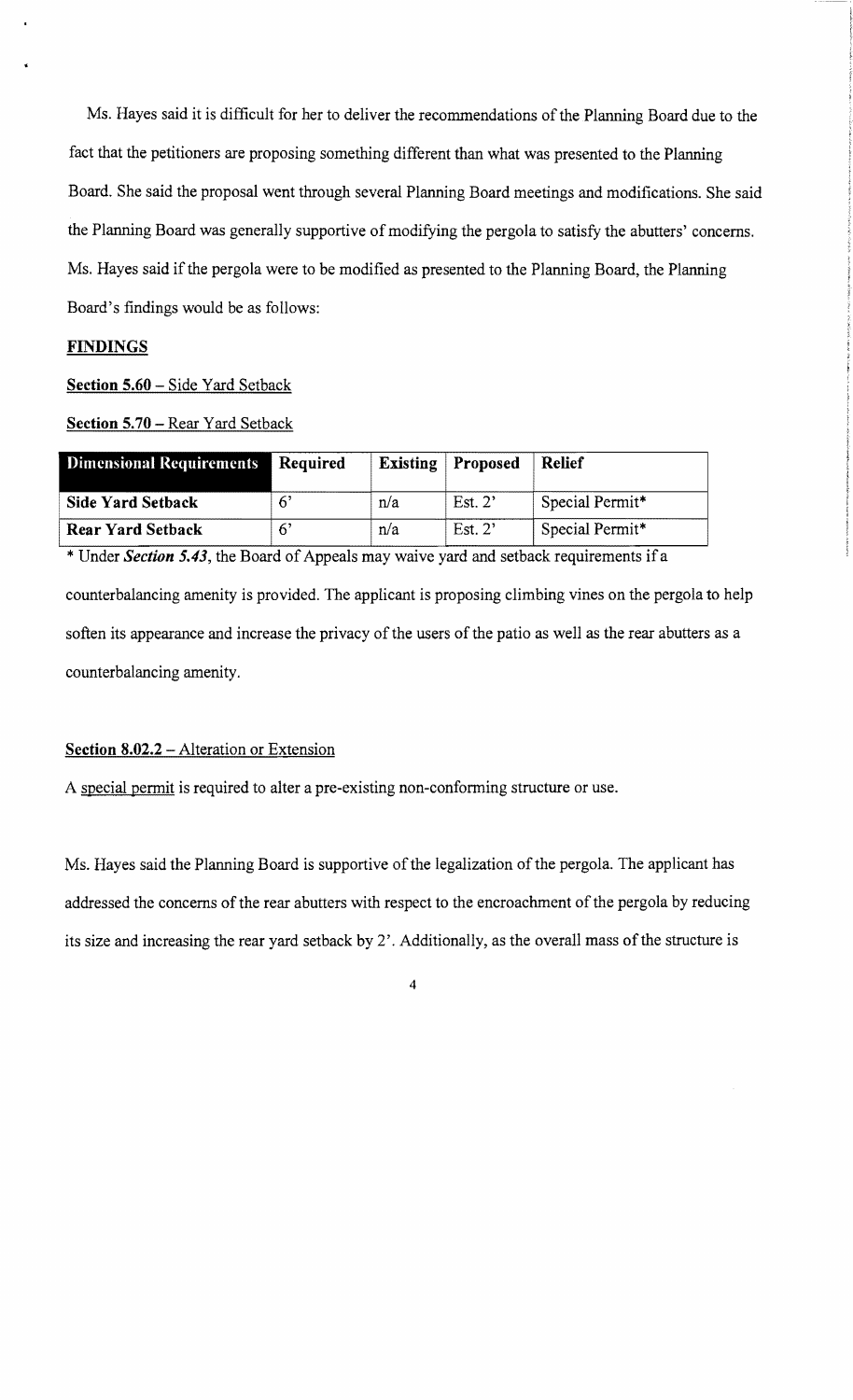Ms. Hayes said it is difficult for her to deliver the recommendations of the Planning Board due to the fact that the petitioners are proposing something different than what was presented to the Planning Board. She said the proposal went through several Planning Board meetings and modifications. She said the Planning Board was generally supportive of modifying the pergola to satisfy the abutters' concerns. Ms. Hayes said if the pergola were to be modified as presented to the Planning Board, the Planning Board's findings would be as follows:

**FINDINGS**

**Section 5.60** – Side Yard Setback

**Section 5.70** – Rear Yard Setback

| Dimensional Requirements | Required | Existing | Proposed | Relief |
|---|---|---|---|---|
| Side Yard Setback | 6' | n/a | Est. 2' | Special Permit* |
| Rear Yard Setback | 6' | n/a | Est. 2' | Special Permit* |

* Under ***Section 5.43***, the Board of Appeals may waive yard and setback requirements if a counterbalancing amenity is provided. The applicant is proposing climbing vines on the pergola to help soften its appearance and increase the privacy of the users of the patio as well as the rear abutters as a counterbalancing amenity.

**Section 8.02.2** – Alteration or Extension

A special permit is required to alter a pre-existing non-conforming structure or use.

Ms. Hayes said the Planning Board is supportive of the legalization of the pergola. The applicant has addressed the concerns of the rear abutters with respect to the encroachment of the pergola by reducing its size and increasing the rear yard setback by 2'. Additionally, as the overall mass of the structure is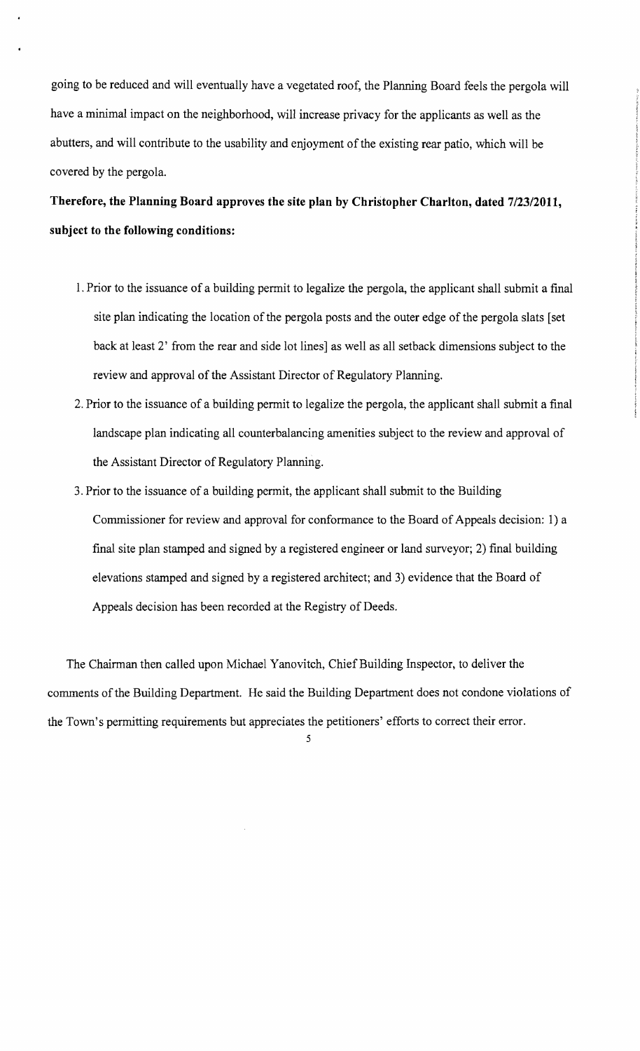going to be reduced and will eventually have a vegetated roof, the Planning Board feels the pergola will have a minimal impact on the neighborhood, will increase privacy for the applicants as well as the abutters, and will contribute to the usability and enjoyment of the existing rear patio, which will be covered by the pergola.

**Therefore, the Planning Board approves the site plan by Christopher Charlton, dated 7/23/2011, subject to the following conditions:**

1. Prior to the issuance of a building permit to legalize the pergola, the applicant shall submit a final site plan indicating the location of the pergola posts and the outer edge of the pergola slats [set back at least 2' from the rear and side lot lines] as well as all setback dimensions subject to the review and approval of the Assistant Director of Regulatory Planning.
2. Prior to the issuance of a building permit to legalize the pergola, the applicant shall submit a final landscape plan indicating all counterbalancing amenities subject to the review and approval of the Assistant Director of Regulatory Planning.
3. Prior to the issuance of a building permit, the applicant shall submit to the Building Commissioner for review and approval for conformance to the Board of Appeals decision: 1) a final site plan stamped and signed by a registered engineer or land surveyor; 2) final building elevations stamped and signed by a registered architect; and 3) evidence that the Board of Appeals decision has been recorded at the Registry of Deeds.

The Chairman then called upon Michael Yanovitch, Chief Building Inspector, to deliver the comments of the Building Department. He said the Building Department does not condone violations of the Town's permitting requirements but appreciates the petitioners' efforts to correct their error.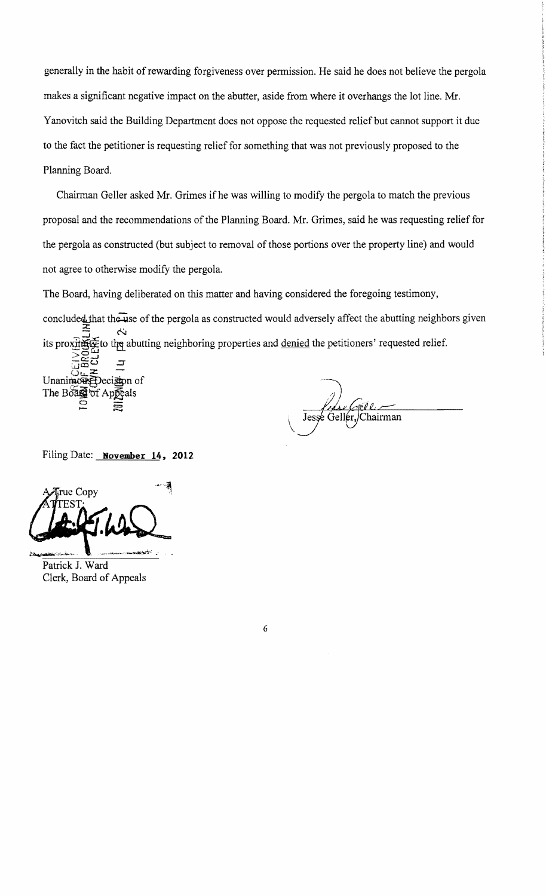generally in the habit of rewarding forgiveness over permission. He said he does not believe the pergola makes a significant negative impact on the abutter, aside from where it overhangs the lot line. Mr. Yanovitch said the Building Department does not oppose the requested relief but cannot support it due to the fact the petitioner is requesting relief for something that was not previously proposed to the Planning Board.

Chairman Geller asked Mr. Grimes if he was willing to modify the pergola to match the previous proposal and the recommendations of the Planning Board. Mr. Grimes, said he was requesting relief for the pergola as constructed (but subject to removal of those portions over the property line) and would not agree to otherwise modify the pergola.

The Board, having deliberated on this matter and having considered the foregoing testimony, concluded that the use of the pergola as constructed would adversely affect the abutting neighbors given its proximity to the abutting neighboring properties and denied the petitioners' requested relief.

Unanimous Decision of
The Board of Appeals

Jesse Geller, Chairman

Filing Date: **November 14, 2012**

A True Copy
ATTEST:

Patrick J. Ward
Clerk, Board of Appeals